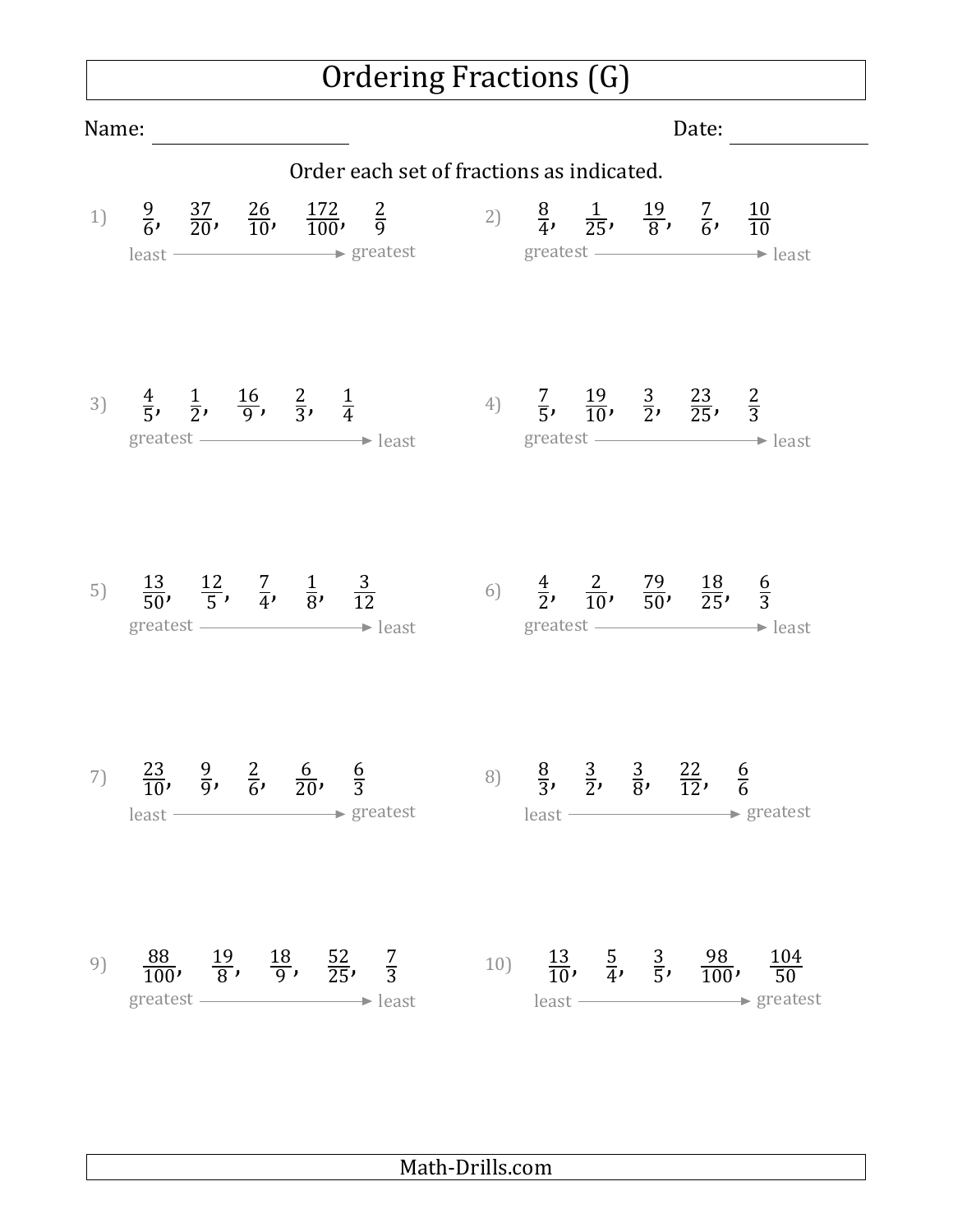# Ordering Fractions (G)

Name: ____________________ Date: ______________

Order each set of fractions as indicated.

1) $\frac{9}{6}$, $\frac{37}{20}$, $\frac{26}{10}$, $\frac{172}{100}$, $\frac{2}{9}$

least ⟶ greatest

2) $\frac{8}{4}$, $\frac{1}{25}$, $\frac{19}{8}$, $\frac{7}{6}$, $\frac{10}{10}$

greatest ⟶ least

3) $\frac{4}{5}$, $\frac{1}{2}$, $\frac{16}{9}$, $\frac{2}{3}$, $\frac{1}{4}$

greatest ⟶ least

4) $\frac{7}{5}$, $\frac{19}{10}$, $\frac{3}{2}$, $\frac{23}{25}$, $\frac{2}{3}$

greatest ⟶ least

5) $\frac{13}{50}$, $\frac{12}{5}$, $\frac{7}{4}$, $\frac{1}{8}$, $\frac{3}{12}$

greatest ⟶ least

6) $\frac{4}{2}$, $\frac{2}{10}$, $\frac{79}{50}$, $\frac{18}{25}$, $\frac{6}{3}$

greatest ⟶ least

7) $\frac{23}{10}$, $\frac{9}{9}$, $\frac{2}{6}$, $\frac{6}{20}$, $\frac{6}{3}$

least ⟶ greatest

8) $\frac{8}{3}$, $\frac{3}{2}$, $\frac{3}{8}$, $\frac{22}{12}$, $\frac{6}{6}$

least ⟶ greatest

9) $\frac{88}{100}$, $\frac{19}{8}$, $\frac{18}{9}$, $\frac{52}{25}$, $\frac{7}{3}$

greatest ⟶ least

10) $\frac{13}{10}$, $\frac{5}{4}$, $\frac{3}{5}$, $\frac{98}{100}$, $\frac{104}{50}$

least ⟶ greatest

Math-Drills.com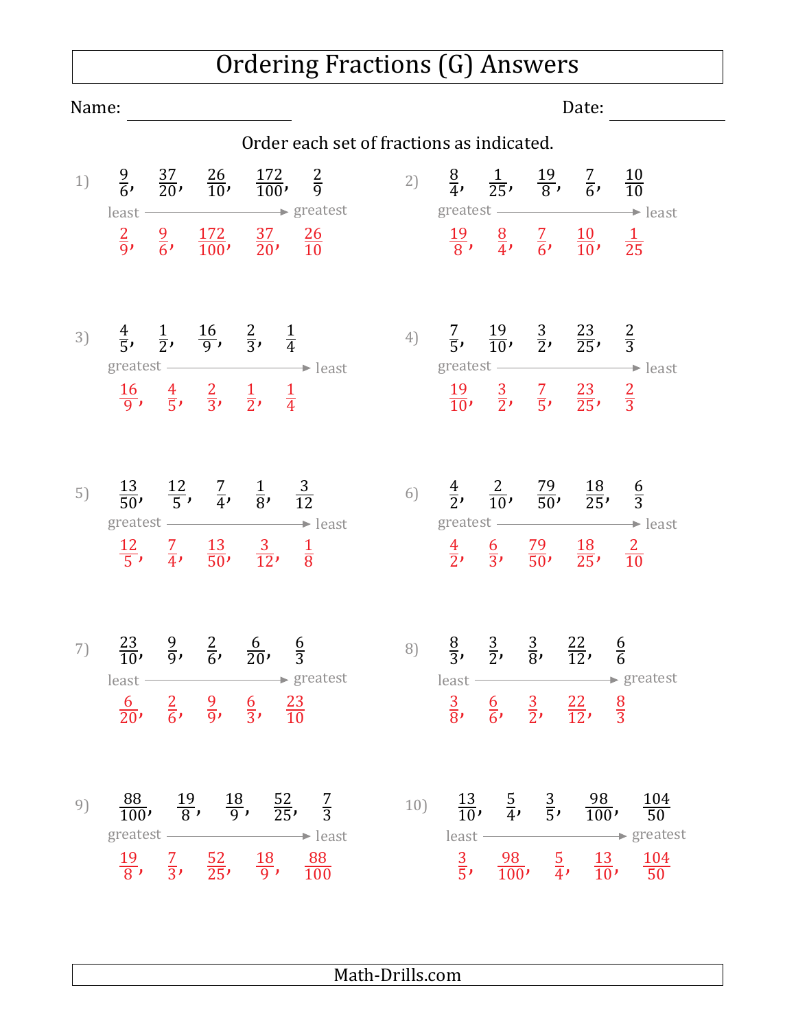# Ordering Fractions (G) Answers

Name: \_\_\_\_\_\_\_\_\_\_\_\_\_\_\_\_\_\_\_\_ Date: \_\_\_\_\_\_\_\_\_\_\_\_

Order each set of fractions as indicated.

1) $\frac{9}{6}$, $\frac{37}{20}$, $\frac{26}{10}$, $\frac{172}{100}$, $\frac{2}{9}$

least → greatest

$\frac{2}{9}$, $\frac{9}{6}$, $\frac{172}{100}$, $\frac{37}{20}$, $\frac{26}{10}$

2) $\frac{8}{4}$, $\frac{1}{25}$, $\frac{19}{8}$, $\frac{7}{6}$, $\frac{10}{10}$

greatest → least

$\frac{19}{8}$, $\frac{8}{4}$, $\frac{7}{6}$, $\frac{10}{10}$, $\frac{1}{25}$

3) $\frac{4}{5}$, $\frac{1}{2}$, $\frac{16}{9}$, $\frac{2}{3}$, $\frac{1}{4}$

greatest → least

$\frac{16}{9}$, $\frac{4}{5}$, $\frac{2}{3}$, $\frac{1}{2}$, $\frac{1}{4}$

4) $\frac{7}{5}$, $\frac{19}{10}$, $\frac{3}{2}$, $\frac{23}{25}$, $\frac{2}{3}$

greatest → least

$\frac{19}{10}$, $\frac{3}{2}$, $\frac{7}{5}$, $\frac{23}{25}$, $\frac{2}{3}$

5) $\frac{13}{50}$, $\frac{12}{5}$, $\frac{7}{4}$, $\frac{1}{8}$, $\frac{3}{12}$

greatest → least

$\frac{12}{5}$, $\frac{7}{4}$, $\frac{13}{50}$, $\frac{3}{12}$, $\frac{1}{8}$

6) $\frac{4}{2}$, $\frac{2}{10}$, $\frac{79}{50}$, $\frac{18}{25}$, $\frac{6}{3}$

greatest → least

$\frac{4}{2}$, $\frac{6}{3}$, $\frac{79}{50}$, $\frac{18}{25}$, $\frac{2}{10}$

7) $\frac{23}{10}$, $\frac{9}{9}$, $\frac{2}{6}$, $\frac{6}{20}$, $\frac{6}{3}$

least → greatest

$\frac{6}{20}$, $\frac{2}{6}$, $\frac{9}{9}$, $\frac{6}{3}$, $\frac{23}{10}$

8) $\frac{8}{3}$, $\frac{3}{2}$, $\frac{3}{8}$, $\frac{22}{12}$, $\frac{6}{6}$

least → greatest

$\frac{3}{8}$, $\frac{6}{6}$, $\frac{3}{2}$, $\frac{22}{12}$, $\frac{8}{3}$

9) $\frac{88}{100}$, $\frac{19}{8}$, $\frac{18}{9}$, $\frac{52}{25}$, $\frac{7}{3}$

greatest → least

$\frac{19}{8}$, $\frac{7}{3}$, $\frac{52}{25}$, $\frac{18}{9}$, $\frac{88}{100}$

10) $\frac{13}{10}$, $\frac{5}{4}$, $\frac{3}{5}$, $\frac{98}{100}$, $\frac{104}{50}$

least → greatest

$\frac{3}{5}$, $\frac{98}{100}$, $\frac{5}{4}$, $\frac{13}{10}$, $\frac{104}{50}$

Math-Drills.com